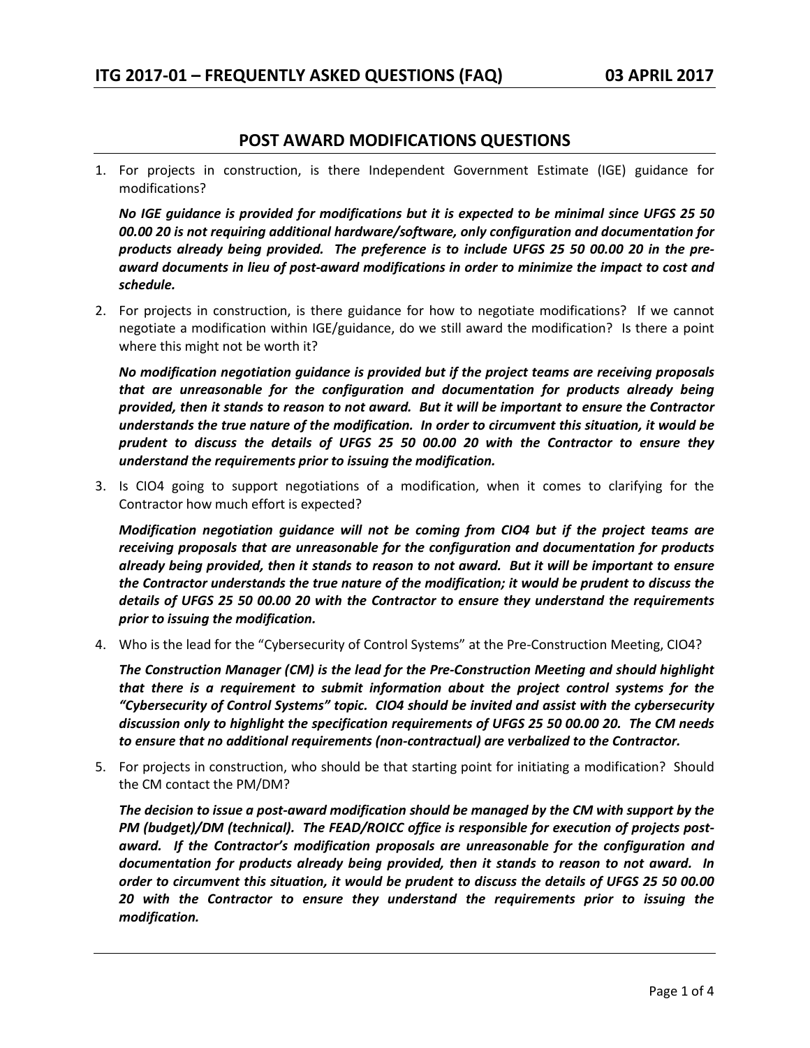## POST AWARD MODIFICATIONS QUESTIONS

1. For projects in construction, is there Independent Government Estimate (IGE) guidance for modifications?

   ***No IGE guidance is provided for modifications but it is expected to be minimal since UFGS 25 50 00.00 20 is not requiring additional hardware/software, only configuration and documentation for products already being provided. The preference is to include UFGS 25 50 00.00 20 in the pre-award documents in lieu of post-award modifications in order to minimize the impact to cost and schedule.***

2. For projects in construction, is there guidance for how to negotiate modifications? If we cannot negotiate a modification within IGE/guidance, do we still award the modification? Is there a point where this might not be worth it?

   ***No modification negotiation guidance is provided but if the project teams are receiving proposals that are unreasonable for the configuration and documentation for products already being provided, then it stands to reason to not award. But it will be important to ensure the Contractor understands the true nature of the modification. In order to circumvent this situation, it would be prudent to discuss the details of UFGS 25 50 00.00 20 with the Contractor to ensure they understand the requirements prior to issuing the modification.***

3. Is CIO4 going to support negotiations of a modification, when it comes to clarifying for the Contractor how much effort is expected?

   ***Modification negotiation guidance will not be coming from CIO4 but if the project teams are receiving proposals that are unreasonable for the configuration and documentation for products already being provided, then it stands to reason to not award. But it will be important to ensure the Contractor understands the true nature of the modification; it would be prudent to discuss the details of UFGS 25 50 00.00 20 with the Contractor to ensure they understand the requirements prior to issuing the modification.***

4. Who is the lead for the "Cybersecurity of Control Systems" at the Pre-Construction Meeting, CIO4?

   ***The Construction Manager (CM) is the lead for the Pre-Construction Meeting and should highlight that there is a requirement to submit information about the project control systems for the "Cybersecurity of Control Systems" topic. CIO4 should be invited and assist with the cybersecurity discussion only to highlight the specification requirements of UFGS 25 50 00.00 20. The CM needs to ensure that no additional requirements (non-contractual) are verbalized to the Contractor.***

5. For projects in construction, who should be that starting point for initiating a modification? Should the CM contact the PM/DM?

   ***The decision to issue a post-award modification should be managed by the CM with support by the PM (budget)/DM (technical). The FEAD/ROICC office is responsible for execution of projects post-award. If the Contractor's modification proposals are unreasonable for the configuration and documentation for products already being provided, then it stands to reason to not award. In order to circumvent this situation, it would be prudent to discuss the details of UFGS 25 50 00.00 20 with the Contractor to ensure they understand the requirements prior to issuing the modification.***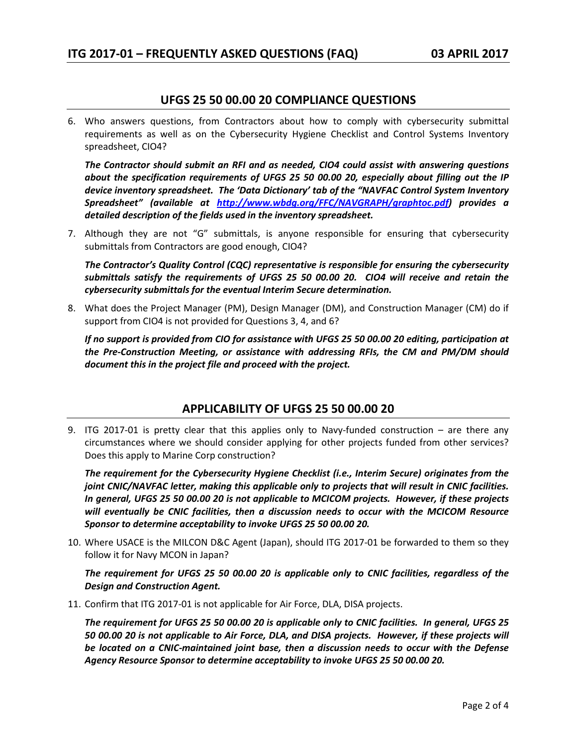## UFGS 25 50 00.00 20 COMPLIANCE QUESTIONS

6. Who answers questions, from Contractors about how to comply with cybersecurity submittal requirements as well as on the Cybersecurity Hygiene Checklist and Control Systems Inventory spreadsheet, CIO4?

   ***The Contractor should submit an RFI and as needed, CIO4 could assist with answering questions about the specification requirements of UFGS 25 50 00.00 20, especially about filling out the IP device inventory spreadsheet. The 'Data Dictionary' tab of the "NAVFAC Control System Inventory Spreadsheet" (available at [http://www.wbdg.org/FFC/NAVGRAPH/graphtoc.pdf](http://www.wbdg.org/FFC/NAVGRAPH/graphtoc.pdf)) provides a detailed description of the fields used in the inventory spreadsheet.***

7. Although they are not "G" submittals, is anyone responsible for ensuring that cybersecurity submittals from Contractors are good enough, CIO4?

   ***The Contractor's Quality Control (CQC) representative is responsible for ensuring the cybersecurity submittals satisfy the requirements of UFGS 25 50 00.00 20. CIO4 will receive and retain the cybersecurity submittals for the eventual Interim Secure determination.***

8. What does the Project Manager (PM), Design Manager (DM), and Construction Manager (CM) do if support from CIO4 is not provided for Questions 3, 4, and 6?

   ***If no support is provided from CIO for assistance with UFGS 25 50 00.00 20 editing, participation at the Pre-Construction Meeting, or assistance with addressing RFIs, the CM and PM/DM should document this in the project file and proceed with the project.***

## APPLICABILITY OF UFGS 25 50 00.00 20

9. ITG 2017-01 is pretty clear that this applies only to Navy-funded construction – are there any circumstances where we should consider applying for other projects funded from other services? Does this apply to Marine Corp construction?

   ***The requirement for the Cybersecurity Hygiene Checklist (i.e., Interim Secure) originates from the joint CNIC/NAVFAC letter, making this applicable only to projects that will result in CNIC facilities. In general, UFGS 25 50 00.00 20 is not applicable to MCICOM projects. However, if these projects will eventually be CNIC facilities, then a discussion needs to occur with the MCICOM Resource Sponsor to determine acceptability to invoke UFGS 25 50 00.00 20.***

10. Where USACE is the MILCON D&C Agent (Japan), should ITG 2017-01 be forwarded to them so they follow it for Navy MCON in Japan?

    ***The requirement for UFGS 25 50 00.00 20 is applicable only to CNIC facilities, regardless of the Design and Construction Agent.***

11. Confirm that ITG 2017-01 is not applicable for Air Force, DLA, DISA projects.

    ***The requirement for UFGS 25 50 00.00 20 is applicable only to CNIC facilities. In general, UFGS 25 50 00.00 20 is not applicable to Air Force, DLA, and DISA projects. However, if these projects will be located on a CNIC-maintained joint base, then a discussion needs to occur with the Defense Agency Resource Sponsor to determine acceptability to invoke UFGS 25 50 00.00 20.***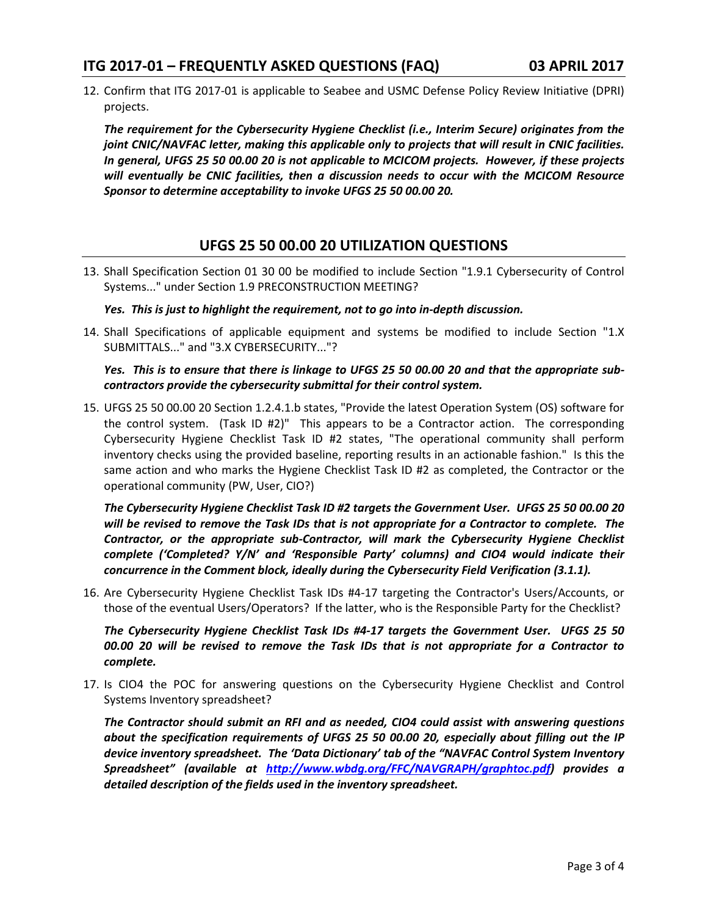12. Confirm that ITG 2017-01 is applicable to Seabee and USMC Defense Policy Review Initiative (DPRI) projects.

    ***The requirement for the Cybersecurity Hygiene Checklist (i.e., Interim Secure) originates from the joint CNIC/NAVFAC letter, making this applicable only to projects that will result in CNIC facilities. In general, UFGS 25 50 00.00 20 is not applicable to MCICOM projects. However, if these projects will eventually be CNIC facilities, then a discussion needs to occur with the MCICOM Resource Sponsor to determine acceptability to invoke UFGS 25 50 00.00 20.***

## UFGS 25 50 00.00 20 UTILIZATION QUESTIONS

13. Shall Specification Section 01 30 00 be modified to include Section "1.9.1 Cybersecurity of Control Systems..." under Section 1.9 PRECONSTRUCTION MEETING?

    ***Yes. This is just to highlight the requirement, not to go into in-depth discussion.***

14. Shall Specifications of applicable equipment and systems be modified to include Section "1.X SUBMITTALS..." and "3.X CYBERSECURITY..."?

    ***Yes. This is to ensure that there is linkage to UFGS 25 50 00.00 20 and that the appropriate sub-contractors provide the cybersecurity submittal for their control system.***

15. UFGS 25 50 00.00 20 Section 1.2.4.1.b states, "Provide the latest Operation System (OS) software for the control system. (Task ID #2)" This appears to be a Contractor action. The corresponding Cybersecurity Hygiene Checklist Task ID #2 states, "The operational community shall perform inventory checks using the provided baseline, reporting results in an actionable fashion." Is this the same action and who marks the Hygiene Checklist Task ID #2 as completed, the Contractor or the operational community (PW, User, CIO?)

    ***The Cybersecurity Hygiene Checklist Task ID #2 targets the Government User. UFGS 25 50 00.00 20 will be revised to remove the Task IDs that is not appropriate for a Contractor to complete. The Contractor, or the appropriate sub-Contractor, will mark the Cybersecurity Hygiene Checklist complete ('Completed? Y/N' and 'Responsible Party' columns) and CIO4 would indicate their concurrence in the Comment block, ideally during the Cybersecurity Field Verification (3.1.1).***

16. Are Cybersecurity Hygiene Checklist Task IDs #4-17 targeting the Contractor's Users/Accounts, or those of the eventual Users/Operators? If the latter, who is the Responsible Party for the Checklist?

    ***The Cybersecurity Hygiene Checklist Task IDs #4-17 targets the Government User. UFGS 25 50 00.00 20 will be revised to remove the Task IDs that is not appropriate for a Contractor to complete.***

17. Is CIO4 the POC for answering questions on the Cybersecurity Hygiene Checklist and Control Systems Inventory spreadsheet?

    ***The Contractor should submit an RFI and as needed, CIO4 could assist with answering questions about the specification requirements of UFGS 25 50 00.00 20, especially about filling out the IP device inventory spreadsheet. The 'Data Dictionary' tab of the "NAVFAC Control System Inventory Spreadsheet" (available at [http://www.wbdg.org/FFC/NAVGRAPH/graphtoc.pdf](http://www.wbdg.org/FFC/NAVGRAPH/graphtoc.pdf)) provides a detailed description of the fields used in the inventory spreadsheet.***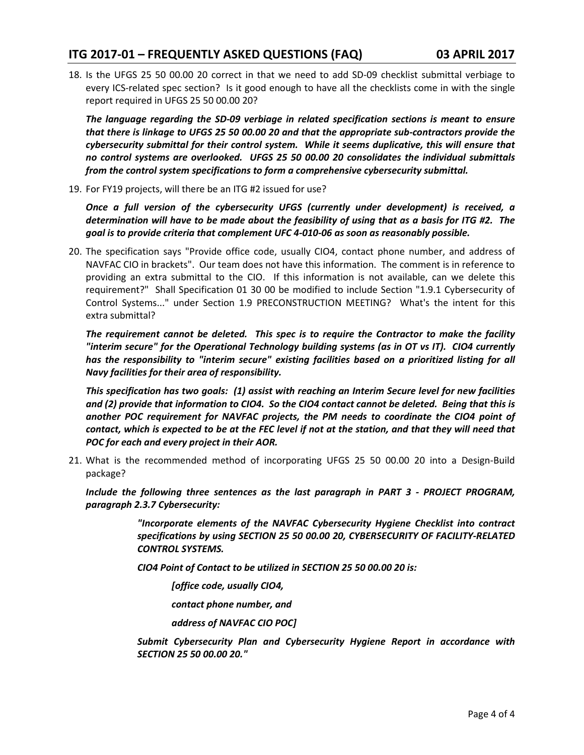18. Is the UFGS 25 50 00.00 20 correct in that we need to add SD-09 checklist submittal verbiage to every ICS-related spec section? Is it good enough to have all the checklists come in with the single report required in UFGS 25 50 00.00 20?

    ***The language regarding the SD-09 verbiage in related specification sections is meant to ensure that there is linkage to UFGS 25 50 00.00 20 and that the appropriate sub-contractors provide the cybersecurity submittal for their control system. While it seems duplicative, this will ensure that no control systems are overlooked. UFGS 25 50 00.00 20 consolidates the individual submittals from the control system specifications to form a comprehensive cybersecurity submittal.***

19. For FY19 projects, will there be an ITG #2 issued for use?

    ***Once a full version of the cybersecurity UFGS (currently under development) is received, a determination will have to be made about the feasibility of using that as a basis for ITG #2. The goal is to provide criteria that complement UFC 4-010-06 as soon as reasonably possible.***

20. The specification says "Provide office code, usually CIO4, contact phone number, and address of NAVFAC CIO in brackets". Our team does not have this information. The comment is in reference to providing an extra submittal to the CIO. If this information is not available, can we delete this requirement?" Shall Specification 01 30 00 be modified to include Section "1.9.1 Cybersecurity of Control Systems..." under Section 1.9 PRECONSTRUCTION MEETING? What's the intent for this extra submittal?

    ***The requirement cannot be deleted. This spec is to require the Contractor to make the facility "interim secure" for the Operational Technology building systems (as in OT vs IT). CIO4 currently has the responsibility to "interim secure" existing facilities based on a prioritized listing for all Navy facilities for their area of responsibility.***

    ***This specification has two goals: (1) assist with reaching an Interim Secure level for new facilities and (2) provide that information to CIO4. So the CIO4 contact cannot be deleted. Being that this is another POC requirement for NAVFAC projects, the PM needs to coordinate the CIO4 point of contact, which is expected to be at the FEC level if not at the station, and that they will need that POC for each and every project in their AOR.***

21. What is the recommended method of incorporating UFGS 25 50 00.00 20 into a Design-Build package?

    ***Include the following three sentences as the last paragraph in PART 3 - PROJECT PROGRAM, paragraph 2.3.7 Cybersecurity:***

    > ***"Incorporate elements of the NAVFAC Cybersecurity Hygiene Checklist into contract specifications by using SECTION 25 50 00.00 20, CYBERSECURITY OF FACILITY-RELATED CONTROL SYSTEMS.***
    >
    > ***CIO4 Point of Contact to be utilized in SECTION 25 50 00.00 20 is:***
    >
    > > ***[office code, usually CIO4,***
    > >
    > > ***contact phone number, and***
    > >
    > > ***address of NAVFAC CIO POC]***
    >
    > ***Submit Cybersecurity Plan and Cybersecurity Hygiene Report in accordance with SECTION 25 50 00.00 20."***